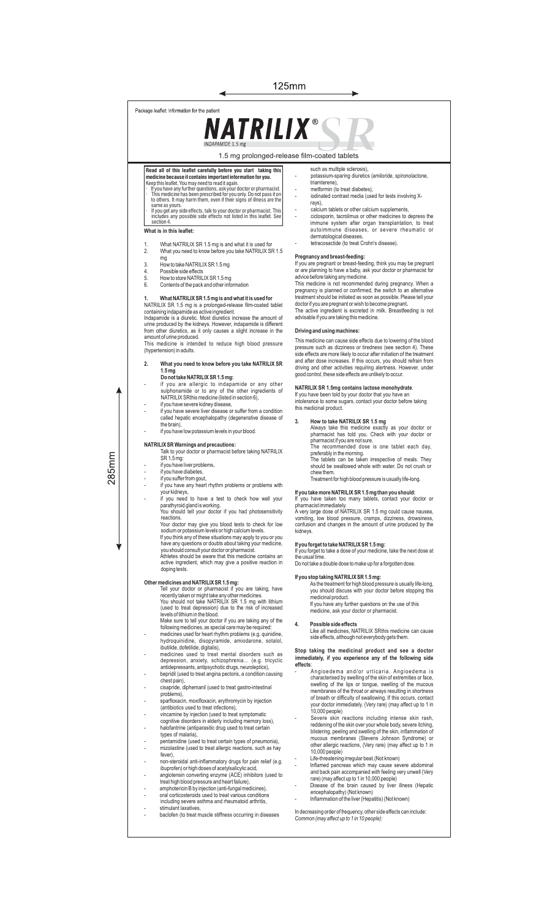Package leaflet: Information for the patient

# NATRILIX® SR

INDAPAMIDE 1.5 mg

1.5 mg prolonged-release film-coated tablets

**Read all of this leaflet carefully before you start taking this medicine because it contains important information for you.**

Keep this leaflet. You may need to read it again.

- If you have any further questions, ask your doctor or pharmacist.
- This medicine has been prescribed for you only. Do not pass it on to others. It may harm them, even if their signs of illness are the same as yours.
- If you get any side effects, talk to your doctor or pharmacist. This includes any possible side effects not listed in this leaflet. See section 4.

**What is in this leaflet:**

1. What NATRILIX SR 1.5 mg is and what it is used for
2. What you need to know before you take NATRILIX SR 1.5 mg
3. How to take NATRILIX SR 1.5 mg
4. Possible side effects
5. How to store NATRILIX SR 1.5 mg
6. Contents of the pack and other information

## 1. What NATRILIX SR 1.5 mg is and what it is used for

NATRILIX SR 1.5 mg is a prolonged-release film-coated tablet containing indapamide as active ingredient.

Indapamide is a diuretic. Most diuretics increase the amount of urine produced by the kidneys. However, indapamide is different from other diuretics, as it only causes a slight increase in the amount of urine produced.

This medicine is intended to reduce high blood pressure (hypertension) in adults.

## 2. What you need to know before you take NATRILIX SR 1.5 mg

**Do not take NATRILIX SR 1.5 mg:**

- if you are allergic to indapamide or any other sulphonamide or to any of the other ingredients of NATRILIX SRthis medicine (listed in section 6),
- if you have severe kidney disease,
- if you have severe liver disease or suffer from a condition called hepatic encephalopathy (degenerative disease of the brain),
- if you have low potassium levels in your blood.

**NATRILIX SR Warnings and precautions:**

Talk to your doctor or pharmacist before taking NATRILIX SR 1.5 mg:

- if you have liver problems,
- if you have diabetes,
- if you suffer from gout,
- if you have any heart rhythm problems or problems with your kidneys,
- if you need to have a test to check how well your parathyroid gland is working.

You should tell your doctor if you had photosensitivity reactions.

Your doctor may give you blood tests to check for low sodium or potassium levels or high calcium levels.

If you think any of these situations may apply to you or you have any questions or doubts about taking your medicine, you should consult your doctor or pharmacist.

Athletes should be aware that this medicine contains an active ingredient, which may give a positive reaction in doping tests.

**Other medicines and NATRILIX SR 1.5 mg:**

Tell your doctor or pharmacist if you are taking, have recently taken or might take any other medicines.

You should not take NATRILIX SR 1.5 mg with lithium (used to treat depression) due to the risk of increased levels of lithium in the blood.

Make sure to tell your doctor if you are taking any of the following medicines, as special care may be required:

- medicines used to treat heart rhythm problems (e.g. quinidine, hydroquinidine, disopyramide, amiodarone, sotalol, ibutilide, dofetilide, digitalis),
- medicines used to treat mental disorders such as depression, anxiety, schizophrenia... (e.g. tricyclic antidepressants, antipsychotic drugs, neuroleptics),
- bepridil (used to treat angina pectoris, a condition causing chest pain),
- cisapride, diphemanil (used to treat gastro-intestinal problems),
- sparfloxacin, moxifloxacin, erythromycin by injection (antibiotics used to treat infections),
- vincamine by injection (used to treat symptomatic cognitive disorders in elderly including memory loss),
- halofantrine (antiparasitic drug used to treat certain types of malaria),
- pentamidine (used to treat certain types of pneumonia),
- mizolastine (used to treat allergic reactions, such as hay fever),
- non-steroidal anti-inflammatory drugs for pain relief (e.g. ibuprofen) or high doses of acetylsalicylic acid,
- angiotensin converting enzyme (ACE) inhibitors (used to treat high blood pressure and heart failure),
- amphotericin B by injection (anti-fungal medicines),
- oral corticosteroids used to treat various conditions including severe asthma and rheumatoid arthritis,
- stimulant laxatives,
- baclofen (to treat muscle stiffness occurring in diseases such as multiple sclerosis),
- potassium-sparing diuretics (amiloride, spironolactone, triamterene),
- metformin (to treat diabetes),
- iodinated contrast media (used for tests involving X-rays),
- calcium tablets or other calcium supplements,
- ciclosporin, tacrolimus or other medicines to depress the immune system after organ transplantation, to treat autoimmune diseases, or severe rheumatic or dermatological diseases,
- tetracosactide (to treat Crohn's disease).

**Pregnancy and breast-feeding:**

If you are pregnant or breast-feeding, think you may be pregnant or are planning to have a baby, ask your doctor or pharmacist for advice before taking any medicine.

This medicine is not recommended during pregnancy. When a pregnancy is planned or confirmed, the switch to an alternative treatment should be initiated as soon as possible. Please tell your doctor if you are pregnant or wish to become pregnant.

The active ingredient is excreted in milk. Breastfeeding is not advisable if you are taking this medicine.

**Driving and using machines:**

This medicine can cause side effects due to lowering of the blood pressure such as dizziness or tiredness (see section 4). These side effects are more likely to occur after initiation of the treatment and after dose increases. If this occurs, you should refrain from driving and other activities requiring alertness. However, under good control, these side effects are unlikely to occur.

**NATRILIX SR 1.5mg contains lactose monohydrate.**

If you have been told by your doctor that you have an intolerance to some sugars, contact your doctor before taking this medicinal product.

## 3. How to take NATRILIX SR 1.5 mg

Always take this medicine exactly as your doctor or pharmacist has told you. Check with your doctor or pharmacist if you are not sure.

The recommended dose is one tablet each day, preferably in the morning.

The tablets can be taken irrespective of meals. They should be swallowed whole with water. Do not crush or chew them.

Treatment for high blood pressure is usually life-long.

**If you take more NATRILIX SR 1.5 mg than you should:**

If you have taken too many tablets, contact your doctor or pharmacist immediately.

A very large dose of NATRILIX SR 1.5 mg could cause nausea, vomiting, low blood pressure, cramps, dizziness, drowsiness, confusion and changes in the amount of urine produced by the kidneys.

**If you forget to take NATRILIX SR 1.5 mg:**

If you forget to take a dose of your medicine, take the next dose at the usual time.

Do not take a double dose to make up for a forgotten dose.

**If you stop taking NATRILIX SR 1.5 mg:**

As the treatment for high blood pressure is usually life-long, you should discuss with your doctor before stopping this medicinal product.

If you have any further questions on the use of this medicine, ask your doctor or pharmacist.

## 4. Possible side effects

Like all medicines, NATRILIX SRthis medicine can cause side effects, although not everybody gets them.

**Stop taking the medicinal product and see a doctor immediately, if you experience any of the following side effects:**

- Angioedema and/or urticaria. Angioedema is characterised by swelling of the skin of extremities or face, swelling of the lips or tongue, swelling of the mucous membranes of the throat or airways resulting in shortness of breath or difficulty of swallowing. If this occurs, contact your doctor immediately. (Very rare) (may affect up to 1 in 10,000 people)
- Severe skin reactions including intense skin rash, reddening of the skin over your whole body, severe itching, blistering, peeling and swelling of the skin, inflammation of mucous membranes (Stevens Johnson Syndrome) or other allergic reactions, (Very rare) (may affect up to 1 in 10,000 people)
- Life-threatening irregular beat. (Not known)
- Inflamed pancreas which may cause severe abdominal and back pain accompanied with feeling very unwell (Very rare) (may affect up to 1 in 10,000 people)
- Disease of the brain caused by liver illness (Hepatic encephalopathy) (Not known)
- Inflammation of the liver (Hepatitis) (Not known)

In decreasing order of frequency, other side effects can include:

*Common (may affect up to 1 in 10 people):*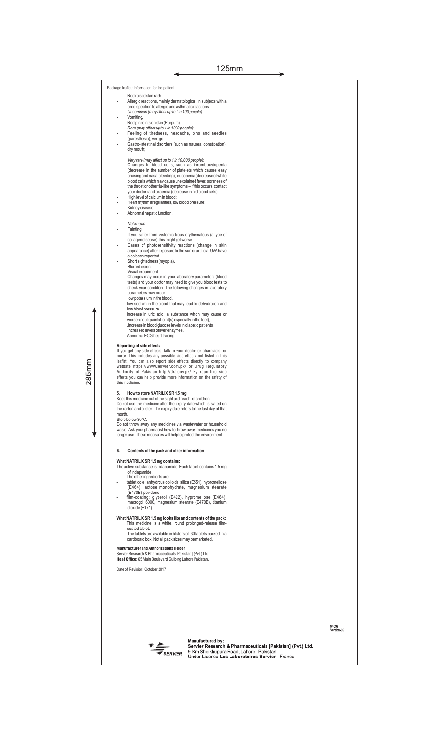Package leaflet: Information for the patient

- Red raised skin rash
- Allergic reactions, mainly dermatological, in subjects with a predisposition to allergic and asthmatic reactions.

*Uncommon (may affect up to 1 in 100 people)*:

- Vomiting,
- Red pinpoints on skin (Purpura)

*Rare (may affect up to 1 in 1000 people)*:

- Feeling of tiredness, headache, pins and needles (paresthesia), vertigo;
- Gastro-intestinal disorders (such as nausea, constipation), dry mouth;

*Very rare (may affect up to 1 in 10,000 people)*:

- Changes in blood cells, such as thrombocytopenia (decrease in the number of platelets which causes easy bruising and nasal bleeding), leucopenia (decrease of white blood cells which may cause unexplained fever, soreness of the throat or other flu-like symptoms – if this occurs, contact your doctor) and anaemia (decrease in red blood cells);
- High level of calcium in blood;
- Heart rhythm irregularities, low blood pressure;
- Kidney disease;
- Abnormal hepatic function.

*Not known:*

- Fainting
- If you suffer from systemic lupus erythematous (a type of collagen disease), this might get worse.
- Cases of photosensitivity reactions (change in skin appearance) after exposure to the sun or artificial UVA have also been reported.
- Short sightedness (myopia).
- Blurred vision.
- Visual impairment.
- Changes may occur in your laboratory parameters (blood tests) and your doctor may need to give you blood tests to check your condition. The following changes in laboratory parameters may occur:
  low potassium in the blood,
  low sodium in the blood that may lead to dehydration and low blood pressure,
  increase in uric acid, a substance which may cause or worsen gout (painful joint(s) especially in the feet),
  .increase in blood glucose levels in diabetic patients,
  increased levels of liver enzymes.
- Abnormal ECG heart tracing

**Reporting of side effects**

If you get any side effects, talk to your doctor or pharmacist or nurse. This includes any possible side effects not listed in this leaflet. You can also report side effects directly to company website https://www.servier.com.pk/ or Drug Regulatory Authority of Pakistan http://dra.gov.pk/ By reporting side effects you can help provide more information on the safety of this medicine.

## 5. How to store NATRILIX SR 1.5 mg

Keep this medicine out of the sight and reach of children.

Do not use this medicine after the expiry date which is stated on the carton and blister. The expiry date refers to the last day of that month.

Store below 30°C.

Do not throw away any medicines via wastewater or household waste. Ask your pharmacist how to throw away medicines you no longer use. These measures will help to protect the environment.

## 6. Contents of the pack and other information

**What NATRILIX SR 1.5 mg contains:**

The active substance is indapamide. Each tablet contains 1.5 mg of indapamide.

The other ingredients are:

- tablet core: anhydrous colloidal silica (E551), hypromellose (E464), lactose monohydrate, magnesium stearate (E470B), povidone
- film-coating: glycerol (E422), hypromellose (E464), macrogol 6000, magnesium stearate (E470B), titanium dioxide (E171).

**What NATRILIX SR 1.5 mg looks like and contents of the pack:**

This medicine is a white, round prolonged-release film-coated tablet.

The tablets are available in blisters of 30 tablets packed in a cardboard box. Not all pack sizes may be marketed.

**Manufacturer and Authorizations Holder**

Servier Research & Pharmaceuticals [Pakistan] (Pvt.) Ltd.

**Head Office:** 65 Main Boulevard Gulberg Lahore Pakistan.

Date of Revision: October 2017

04099
Version-02

**Manufactured by:**
**Servier Research & Pharmaceuticals [Pakistan] (Pvt.) Ltd.**
9-Km Sheikhupura Road, Lahore - Pakistan
Under Licence **Les Laboratoires Servier** - France